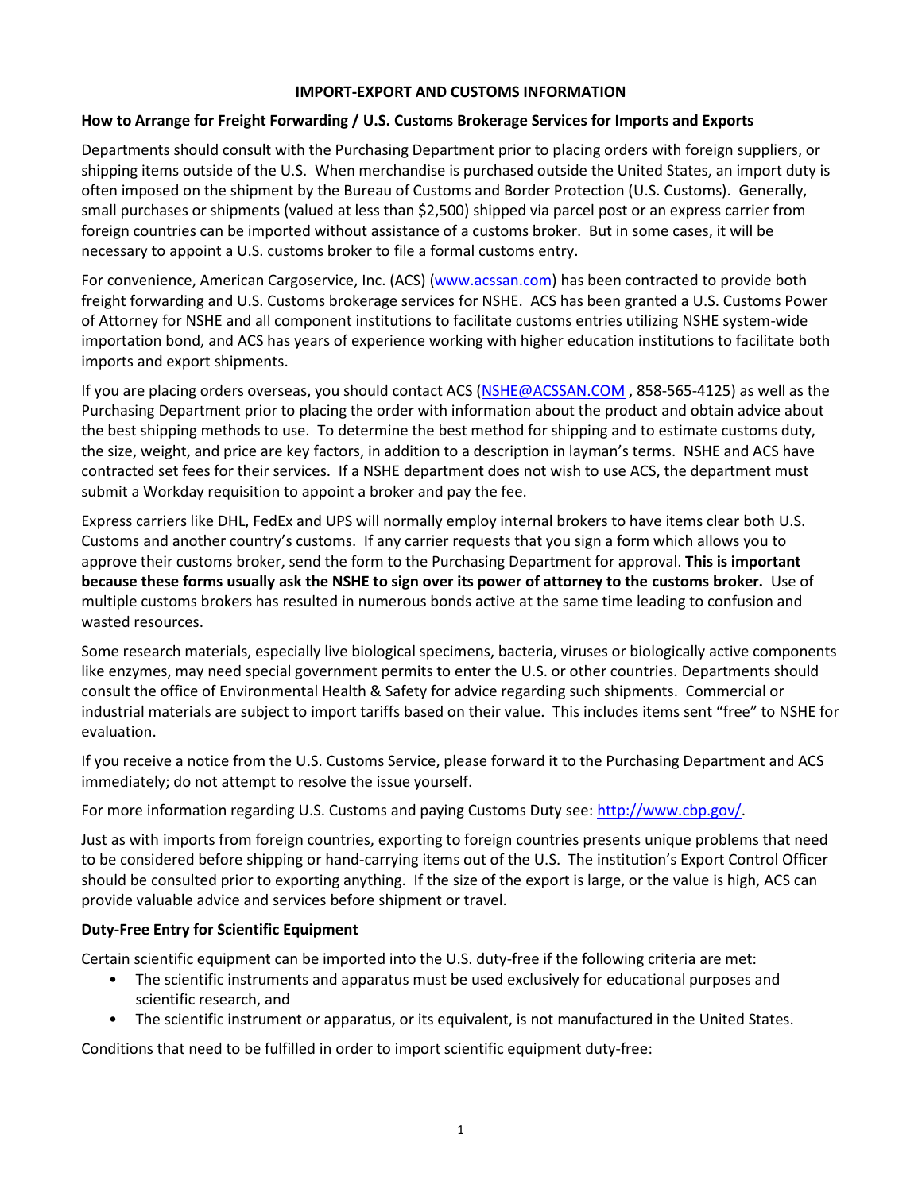# IMPORT-EXPORT AND CUSTOMS INFORMATION

## How to Arrange for Freight Forwarding / U.S. Customs Brokerage Services for Imports and Exports

Departments should consult with the Purchasing Department prior to placing orders with foreign suppliers, or shipping items outside of the U.S. When merchandise is purchased outside the United States, an import duty is often imposed on the shipment by the Bureau of Customs and Border Protection (U.S. Customs). Generally, small purchases or shipments (valued at less than $2,500) shipped via parcel post or an express carrier from foreign countries can be imported without assistance of a customs broker. But in some cases, it will be necessary to appoint a U.S. customs broker to file a formal customs entry.

For convenience, American Cargoservice, Inc. (ACS) (www.acssan.com) has been contracted to provide both freight forwarding and U.S. Customs brokerage services for NSHE. ACS has been granted a U.S. Customs Power of Attorney for NSHE and all component institutions to facilitate customs entries utilizing NSHE system-wide importation bond, and ACS has years of experience working with higher education institutions to facilitate both imports and export shipments.

If you are placing orders overseas, you should contact ACS (NSHE@ACSSAN.COM , 858-565-4125) as well as the Purchasing Department prior to placing the order with information about the product and obtain advice about the best shipping methods to use. To determine the best method for shipping and to estimate customs duty, the size, weight, and price are key factors, in addition to a description in layman's terms. NSHE and ACS have contracted set fees for their services. If a NSHE department does not wish to use ACS, the department must submit a Workday requisition to appoint a broker and pay the fee.

Express carriers like DHL, FedEx and UPS will normally employ internal brokers to have items clear both U.S. Customs and another country's customs. If any carrier requests that you sign a form which allows you to approve their customs broker, send the form to the Purchasing Department for approval. **This is important because these forms usually ask the NSHE to sign over its power of attorney to the customs broker.** Use of multiple customs brokers has resulted in numerous bonds active at the same time leading to confusion and wasted resources.

Some research materials, especially live biological specimens, bacteria, viruses or biologically active components like enzymes, may need special government permits to enter the U.S. or other countries. Departments should consult the office of Environmental Health & Safety for advice regarding such shipments. Commercial or industrial materials are subject to import tariffs based on their value. This includes items sent "free" to NSHE for evaluation.

If you receive a notice from the U.S. Customs Service, please forward it to the Purchasing Department and ACS immediately; do not attempt to resolve the issue yourself.

For more information regarding U.S. Customs and paying Customs Duty see: http://www.cbp.gov/.

Just as with imports from foreign countries, exporting to foreign countries presents unique problems that need to be considered before shipping or hand-carrying items out of the U.S. The institution's Export Control Officer should be consulted prior to exporting anything. If the size of the export is large, or the value is high, ACS can provide valuable advice and services before shipment or travel.

## Duty-Free Entry for Scientific Equipment

Certain scientific equipment can be imported into the U.S. duty-free if the following criteria are met:

- The scientific instruments and apparatus must be used exclusively for educational purposes and scientific research, and
- The scientific instrument or apparatus, or its equivalent, is not manufactured in the United States.

Conditions that need to be fulfilled in order to import scientific equipment duty-free: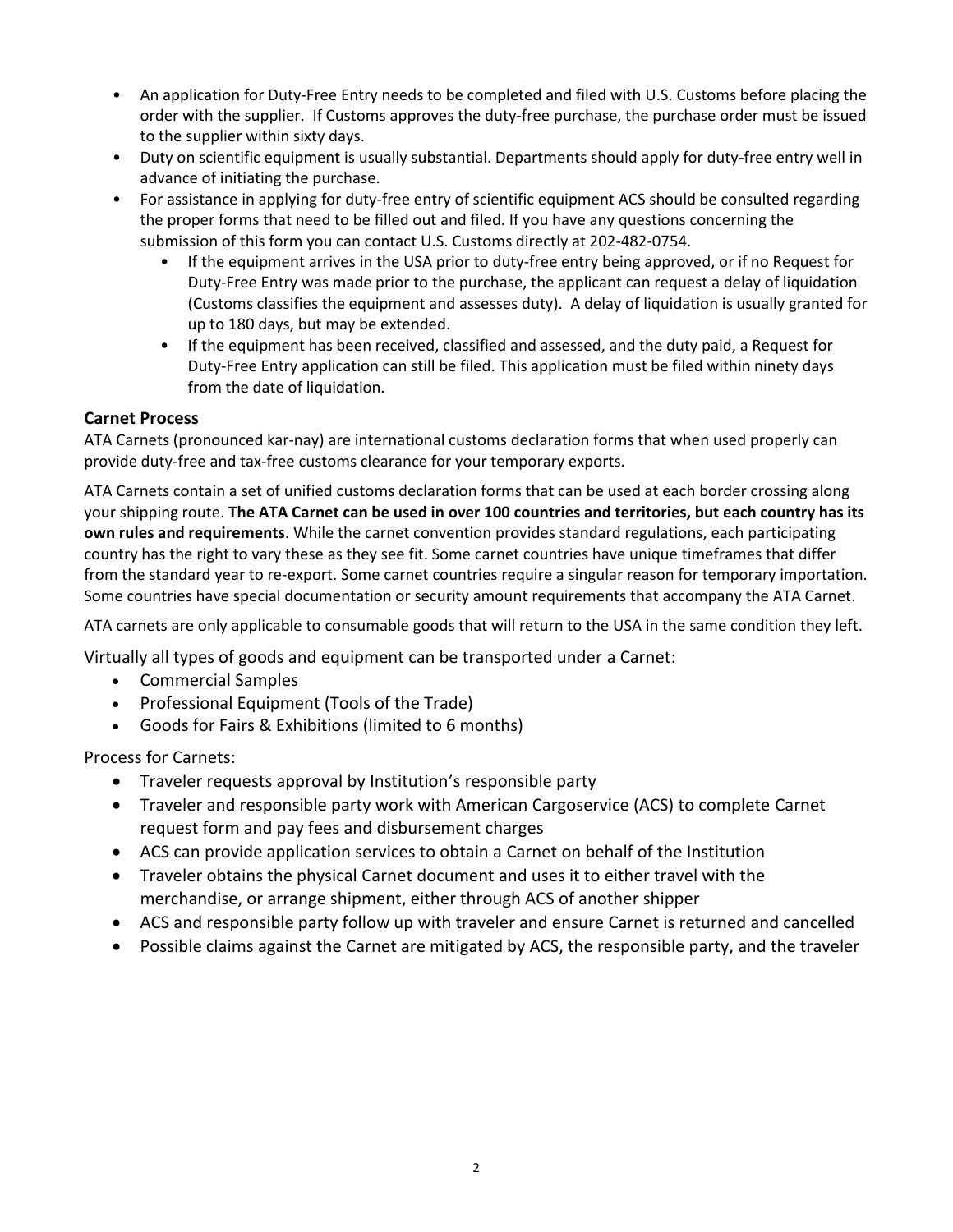- An application for Duty-Free Entry needs to be completed and filed with U.S. Customs before placing the order with the supplier. If Customs approves the duty-free purchase, the purchase order must be issued to the supplier within sixty days.
- Duty on scientific equipment is usually substantial. Departments should apply for duty-free entry well in advance of initiating the purchase.
- For assistance in applying for duty-free entry of scientific equipment ACS should be consulted regarding the proper forms that need to be filled out and filed. If you have any questions concerning the submission of this form you can contact U.S. Customs directly at 202-482-0754.
    - If the equipment arrives in the USA prior to duty-free entry being approved, or if no Request for Duty-Free Entry was made prior to the purchase, the applicant can request a delay of liquidation (Customs classifies the equipment and assesses duty). A delay of liquidation is usually granted for up to 180 days, but may be extended.
    - If the equipment has been received, classified and assessed, and the duty paid, a Request for Duty-Free Entry application can still be filed. This application must be filed within ninety days from the date of liquidation.

### Carnet Process

ATA Carnets (pronounced kar-nay) are international customs declaration forms that when used properly can provide duty-free and tax-free customs clearance for your temporary exports.

ATA Carnets contain a set of unified customs declaration forms that can be used at each border crossing along your shipping route. **The ATA Carnet can be used in over 100 countries and territories, but each country has its own rules and requirements**. While the carnet convention provides standard regulations, each participating country has the right to vary these as they see fit. Some carnet countries have unique timeframes that differ from the standard year to re-export. Some carnet countries require a singular reason for temporary importation. Some countries have special documentation or security amount requirements that accompany the ATA Carnet.

ATA carnets are only applicable to consumable goods that will return to the USA in the same condition they left.

Virtually all types of goods and equipment can be transported under a Carnet:

- Commercial Samples
- Professional Equipment (Tools of the Trade)
- Goods for Fairs & Exhibitions (limited to 6 months)

Process for Carnets:

- Traveler requests approval by Institution's responsible party
- Traveler and responsible party work with American Cargoservice (ACS) to complete Carnet request form and pay fees and disbursement charges
- ACS can provide application services to obtain a Carnet on behalf of the Institution
- Traveler obtains the physical Carnet document and uses it to either travel with the merchandise, or arrange shipment, either through ACS of another shipper
- ACS and responsible party follow up with traveler and ensure Carnet is returned and cancelled
- Possible claims against the Carnet are mitigated by ACS, the responsible party, and the traveler